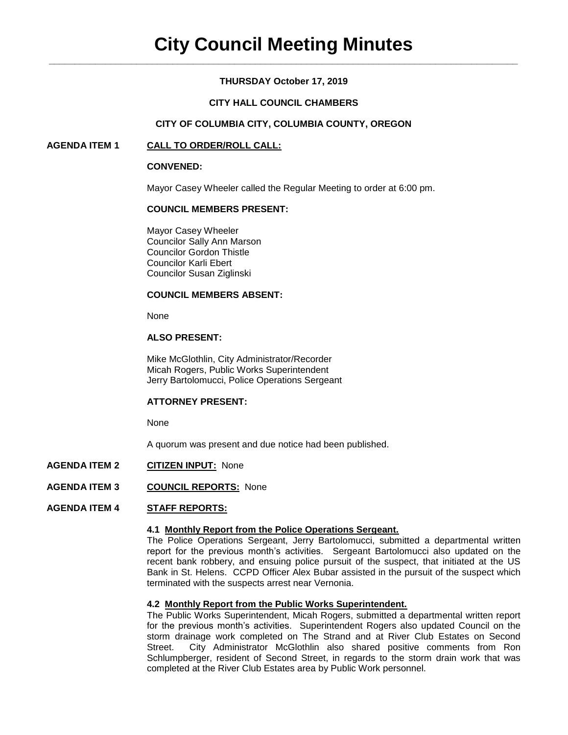# City Council Meeting Minutes

**THURSDAY October 17, 2019**

**CITY HALL COUNCIL CHAMBERS**

**CITY OF COLUMBIA CITY, COLUMBIA COUNTY, OREGON**

**AGENDA ITEM 1 CALL TO ORDER/ROLL CALL:**

**CONVENED:**

Mayor Casey Wheeler called the Regular Meeting to order at 6:00 pm.

**COUNCIL MEMBERS PRESENT:**

Mayor Casey Wheeler
Councilor Sally Ann Marson
Councilor Gordon Thistle
Councilor Karli Ebert
Councilor Susan Ziglinski

**COUNCIL MEMBERS ABSENT:**

None

**ALSO PRESENT:**

Mike McGlothlin, City Administrator/Recorder
Micah Rogers, Public Works Superintendent
Jerry Bartolomucci, Police Operations Sergeant

**ATTORNEY PRESENT:**

None

A quorum was present and due notice had been published.

**AGENDA ITEM 2 CITIZEN INPUT:** None

**AGENDA ITEM 3 COUNCIL REPORTS:** None

**AGENDA ITEM 4 STAFF REPORTS:**

**4.1 Monthly Report from the Police Operations Sergeant.**

The Police Operations Sergeant, Jerry Bartolomucci, submitted a departmental written report for the previous month's activities. Sergeant Bartolomucci also updated on the recent bank robbery, and ensuing police pursuit of the suspect, that initiated at the US Bank in St. Helens. CCPD Officer Alex Bubar assisted in the pursuit of the suspect which terminated with the suspects arrest near Vernonia.

**4.2 Monthly Report from the Public Works Superintendent.**

The Public Works Superintendent, Micah Rogers, submitted a departmental written report for the previous month's activities. Superintendent Rogers also updated Council on the storm drainage work completed on The Strand and at River Club Estates on Second Street. City Administrator McGlothlin also shared positive comments from Ron Schlumpberger, resident of Second Street, in regards to the storm drain work that was completed at the River Club Estates area by Public Work personnel.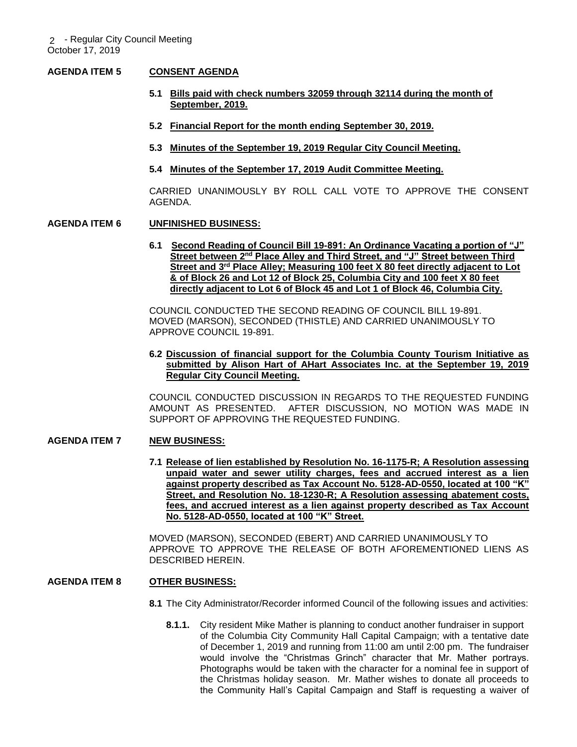**AGENDA ITEM 5 CONSENT AGENDA**

**5.1 Bills paid with check numbers 32059 through 32114 during the month of September, 2019.**

**5.2 Financial Report for the month ending September 30, 2019.**

**5.3 Minutes of the September 19, 2019 Regular City Council Meeting.**

**5.4 Minutes of the September 17, 2019 Audit Committee Meeting.**

CARRIED UNANIMOUSLY BY ROLL CALL VOTE TO APPROVE THE CONSENT AGENDA.

**AGENDA ITEM 6 UNFINISHED BUSINESS:**

**6.1 Second Reading of Council Bill 19-891: An Ordinance Vacating a portion of "J" Street between 2nd Place Alley and Third Street, and "J" Street between Third Street and 3rd Place Alley; Measuring 100 feet X 80 feet directly adjacent to Lot & of Block 26 and Lot 12 of Block 25, Columbia City and 100 feet X 80 feet directly adjacent to Lot 6 of Block 45 and Lot 1 of Block 46, Columbia City.**

COUNCIL CONDUCTED THE SECOND READING OF COUNCIL BILL 19-891. MOVED (MARSON), SECONDED (THISTLE) AND CARRIED UNANIMOUSLY TO APPROVE COUNCIL 19-891.

**6.2 Discussion of financial support for the Columbia County Tourism Initiative as submitted by Alison Hart of AHart Associates Inc. at the September 19, 2019 Regular City Council Meeting.**

COUNCIL CONDUCTED DISCUSSION IN REGARDS TO THE REQUESTED FUNDING AMOUNT AS PRESENTED. AFTER DISCUSSION, NO MOTION WAS MADE IN SUPPORT OF APPROVING THE REQUESTED FUNDING.

**AGENDA ITEM 7 NEW BUSINESS:**

**7.1 Release of lien established by Resolution No. 16-1175-R; A Resolution assessing unpaid water and sewer utility charges, fees and accrued interest as a lien against property described as Tax Account No. 5128-AD-0550, located at 100 "K" Street, and Resolution No. 18-1230-R; A Resolution assessing abatement costs, fees, and accrued interest as a lien against property described as Tax Account No. 5128-AD-0550, located at 100 "K" Street.**

MOVED (MARSON), SECONDED (EBERT) AND CARRIED UNANIMOUSLY TO APPROVE TO APPROVE THE RELEASE OF BOTH AFOREMENTIONED LIENS AS DESCRIBED HEREIN.

**AGENDA ITEM 8 OTHER BUSINESS:**

**8.1** The City Administrator/Recorder informed Council of the following issues and activities:

**8.1.1.** City resident Mike Mather is planning to conduct another fundraiser in support of the Columbia City Community Hall Capital Campaign; with a tentative date of December 1, 2019 and running from 11:00 am until 2:00 pm. The fundraiser would involve the "Christmas Grinch" character that Mr. Mather portrays. Photographs would be taken with the character for a nominal fee in support of the Christmas holiday season. Mr. Mather wishes to donate all proceeds to the Community Hall's Capital Campaign and Staff is requesting a waiver of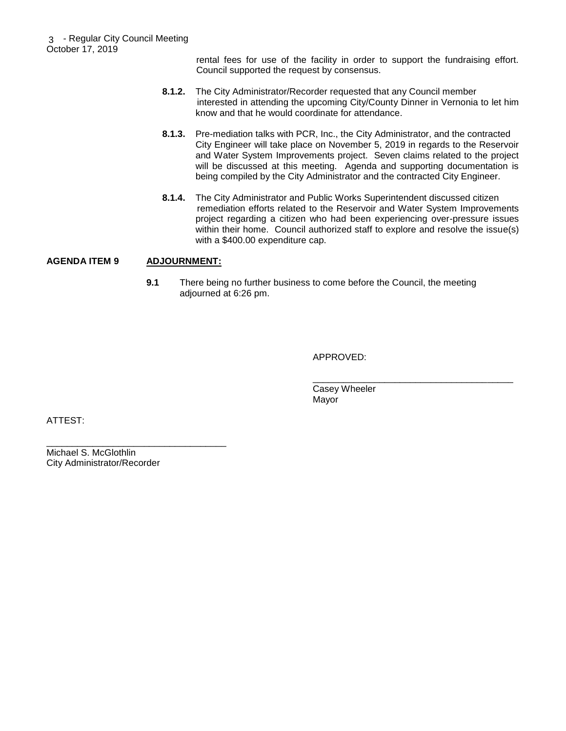rental fees for use of the facility in order to support the fundraising effort. Council supported the request by consensus.

**8.1.2.** The City Administrator/Recorder requested that any Council member interested in attending the upcoming City/County Dinner in Vernonia to let him know and that he would coordinate for attendance.

**8.1.3.** Pre-mediation talks with PCR, Inc., the City Administrator, and the contracted City Engineer will take place on November 5, 2019 in regards to the Reservoir and Water System Improvements project. Seven claims related to the project will be discussed at this meeting. Agenda and supporting documentation is being compiled by the City Administrator and the contracted City Engineer.

**8.1.4.** The City Administrator and Public Works Superintendent discussed citizen remediation efforts related to the Reservoir and Water System Improvements project regarding a citizen who had been experiencing over-pressure issues within their home. Council authorized staff to explore and resolve the issue(s) with a $400.00 expenditure cap.

**AGENDA ITEM 9** **ADJOURNMENT:**

**9.1** There being no further business to come before the Council, the meeting adjourned at 6:26 pm.

APPROVED:

\_\_\_\_\_\_\_\_\_\_\_\_\_\_\_\_\_\_\_\_\_\_\_\_\_\_\_\_\_\_\_\_\_\_\_\_\_\_\_\_
Casey Wheeler
Mayor

ATTEST:

\_\_\_\_\_\_\_\_\_\_\_\_\_\_\_\_\_\_\_\_\_\_\_\_\_\_\_\_\_\_\_\_\_\_\_\_
Michael S. McGlothlin
City Administrator/Recorder